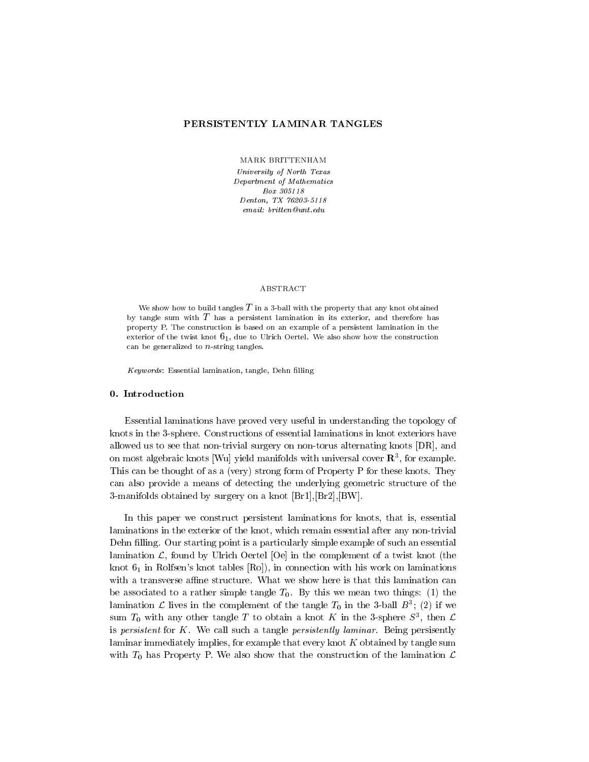# PERSISTENTLY LAMINAR TANGLES

MARK BRITTENHAM

*University of North Texas*
*Department of Mathematics*
*Box 305118*
*Denton, TX 76203-5118*
*email: britten@unt.edu*

## ABSTRACT

We show how to build tangles $T$ in a 3-ball with the property that any knot obtained by tangle sum with $T$ has a persistent lamination in its exterior, and therefore has property P. The construction is based on an example of a persistent lamination in the exterior of the twist knot $6_1$, due to Ulrich Oertel. We also show how the construction can be generalized to $n$-string tangles.

*Keywords*: Essential lamination, tangle, Dehn filling

## 0. Introduction

Essential laminations have proved very useful in understanding the topology of knots in the 3-sphere. Constructions of essential laminations in knot exteriors have allowed us to see that non-trivial surgery on non-torus alternating knots [DR], and on most algebraic knots [Wu] yield manifolds with universal cover $\mathbf{R}^3$, for example. This can be thought of as a (very) strong form of Property P for these knots. They can also provide a means of detecting the underlying geometric structure of the 3-manifolds obtained by surgery on a knot [Br1],[Br2],[BW].

In this paper we construct persistent laminations for knots, that is, essential laminations in the exterior of the knot, which remain essential after any non-trivial Dehn filling. Our starting point is a particularly simple example of such an essential lamination $\mathcal{L}$, found by Ulrich Oertel [Oe] in the complement of a twist knot (the knot $6_1$ in Rolfsen's knot tables [Ro]), in connection with his work on laminations with a transverse affine structure. What we show here is that this lamination can be associated to a rather simple tangle $T_0$. By this we mean two things: (1) the lamination $\mathcal{L}$ lives in the complement of the tangle $T_0$ in the 3-ball $B^3$; (2) if we sum $T_0$ with any other tangle $T$ to obtain a knot $K$ in the 3-sphere $S^3$, then $\mathcal{L}$ is *persistent* for $K$. We call such a tangle *persistently laminar*. Being persistently laminar immediately implies, for example that every knot $K$ obtained by tangle sum with $T_0$ has Property P. We also show that the construction of the lamination $\mathcal{L}$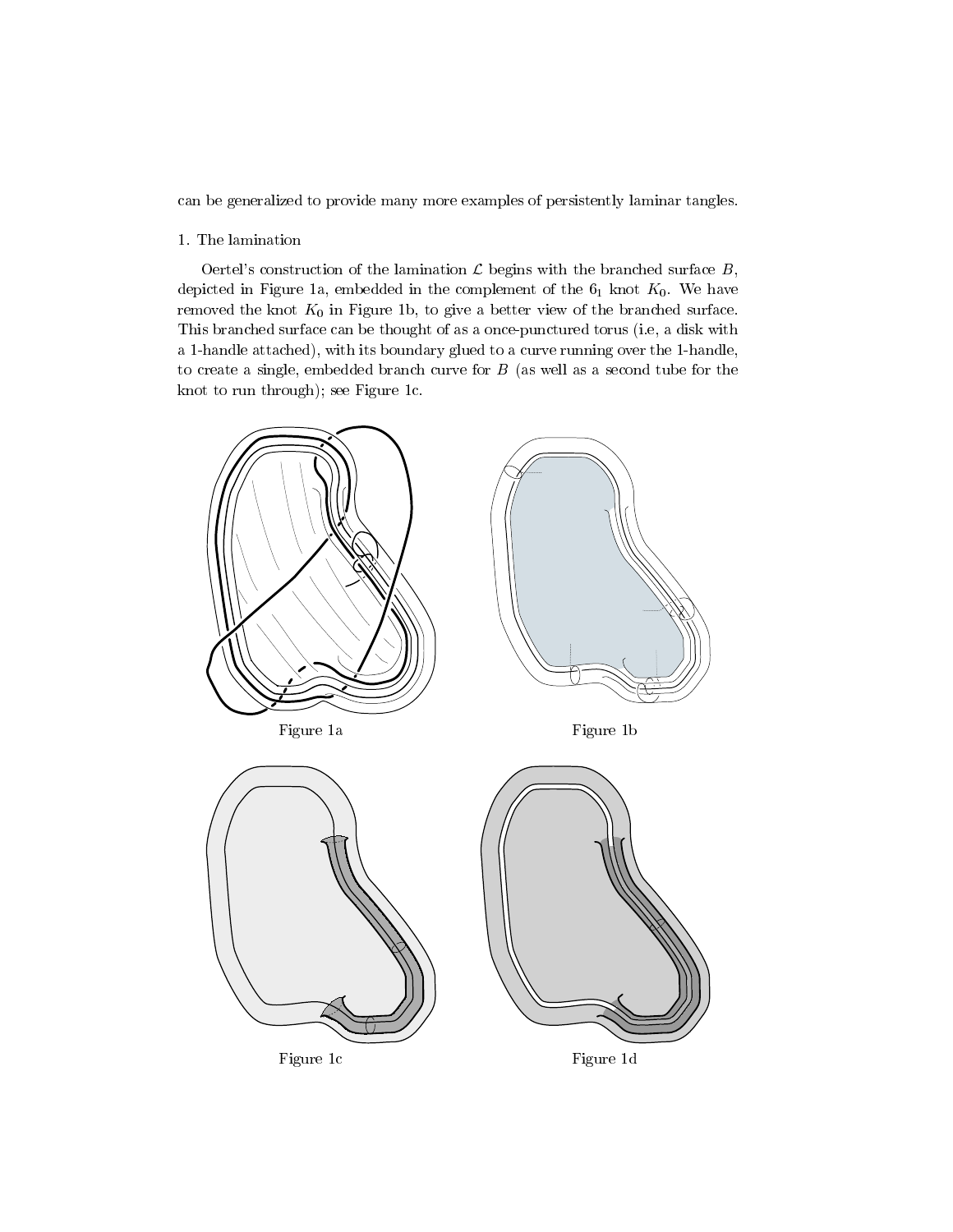can be generalized to provide many more examples of persistently laminar tangles.

## 1. The lamination

Oertel's construction of the lamination $\mathcal{L}$ begins with the branched surface $B$, depicted in Figure 1a, embedded in the complement of the $6_1$ knot $K_0$. We have removed the knot $K_0$ in Figure 1b, to give a better view of the branched surface. This branched surface can be thought of as a once-punctured torus (i.e, a disk with a 1-handle attached), with its boundary glued to a curve running over the 1-handle, to create a single, embedded branch curve for $B$ (as well as a second tube for the knot to run through); see Figure 1c.

Figure 1a

Figure 1b

Figure 1c

Figure 1d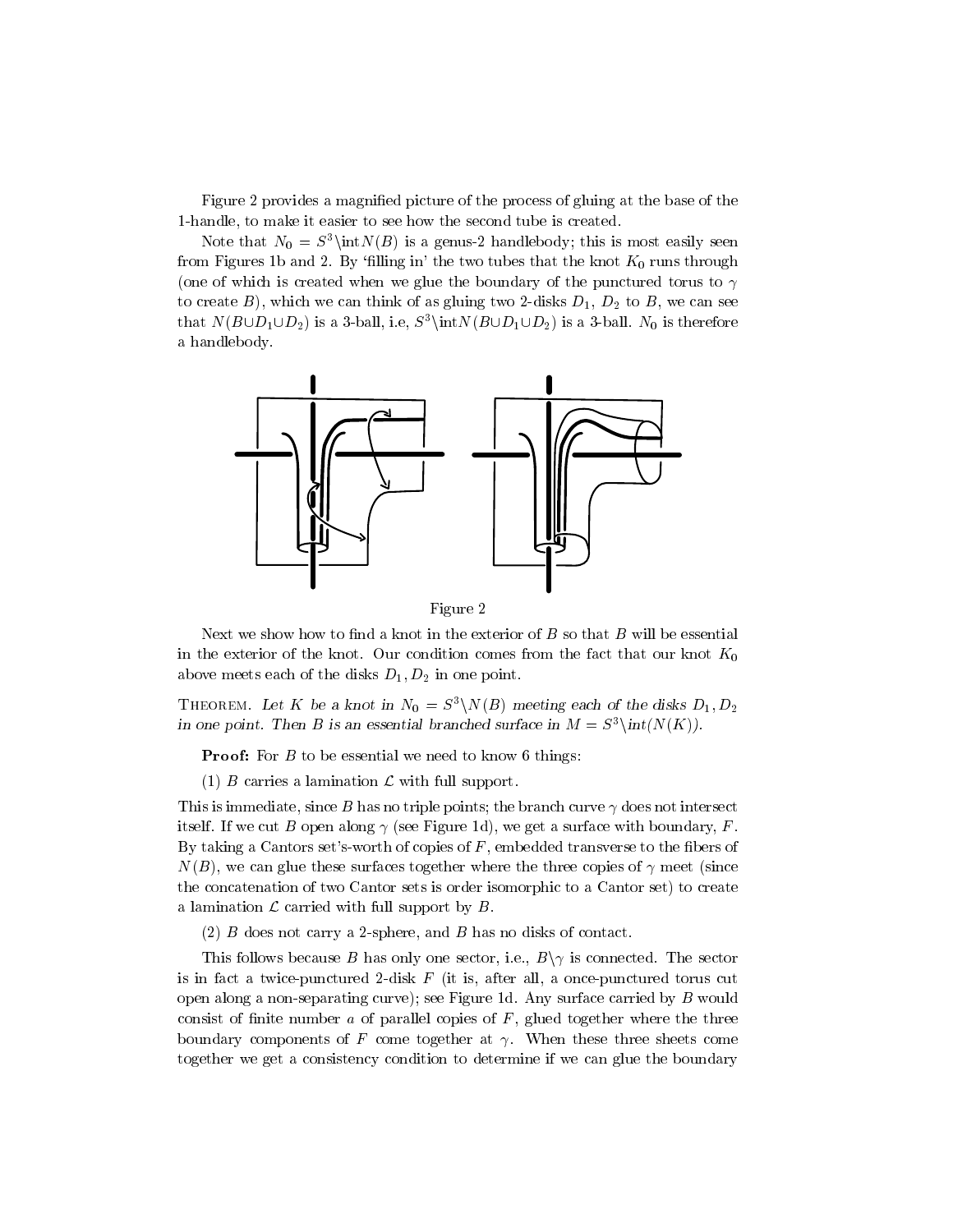Figure 2 provides a magnified picture of the process of gluing at the base of the 1-handle, to make it easier to see how the second tube is created.

Note that $N_0 = S^3 \backslash \text{int} N(B)$ is a genus-2 handlebody; this is most easily seen from Figures 1b and 2. By 'filling in' the two tubes that the knot $K_0$ runs through (one of which is created when we glue the boundary of the punctured torus to $\gamma$ to create $B$), which we can think of as gluing two 2-disks $D_1$, $D_2$ to $B$, we can see that $N(B \cup D_1 \cup D_2)$ is a 3-ball, i.e, $S^3 \backslash \text{int} N(B \cup D_1 \cup D_2)$ is a 3-ball. $N_0$ is therefore a handlebody.

Figure 2

Next we show how to find a knot in the exterior of $B$ so that $B$ will be essential in the exterior of the knot. Our condition comes from the fact that our knot $K_0$ above meets each of the disks $D_1, D_2$ in one point.

THEOREM. *Let $K$ be a knot in $N_0 = S^3 \backslash N(B)$ meeting each of the disks $D_1, D_2$ in one point. Then $B$ is an essential branched surface in $M = S^3 \backslash \text{int}(N(K))$.*

**Proof:** For $B$ to be essential we need to know 6 things:

(1) $B$ carries a lamination $\mathcal{L}$ with full support.

This is immediate, since $B$ has no triple points; the branch curve $\gamma$ does not intersect itself. If we cut $B$ open along $\gamma$ (see Figure 1d), we get a surface with boundary, $F$. By taking a Cantors set's-worth of copies of $F$, embedded transverse to the fibers of $N(B)$, we can glue these surfaces together where the three copies of $\gamma$ meet (since the concatenation of two Cantor sets is order isomorphic to a Cantor set) to create a lamination $\mathcal{L}$ carried with full support by $B$.

(2) $B$ does not carry a 2-sphere, and $B$ has no disks of contact.

This follows because $B$ has only one sector, i.e., $B \backslash \gamma$ is connected. The sector is in fact a twice-punctured 2-disk $F$ (it is, after all, a once-punctured torus cut open along a non-separating curve); see Figure 1d. Any surface carried by $B$ would consist of finite number $a$ of parallel copies of $F$, glued together where the three boundary components of $F$ come together at $\gamma$. When these three sheets come together we get a consistency condition to determine if we can glue the boundary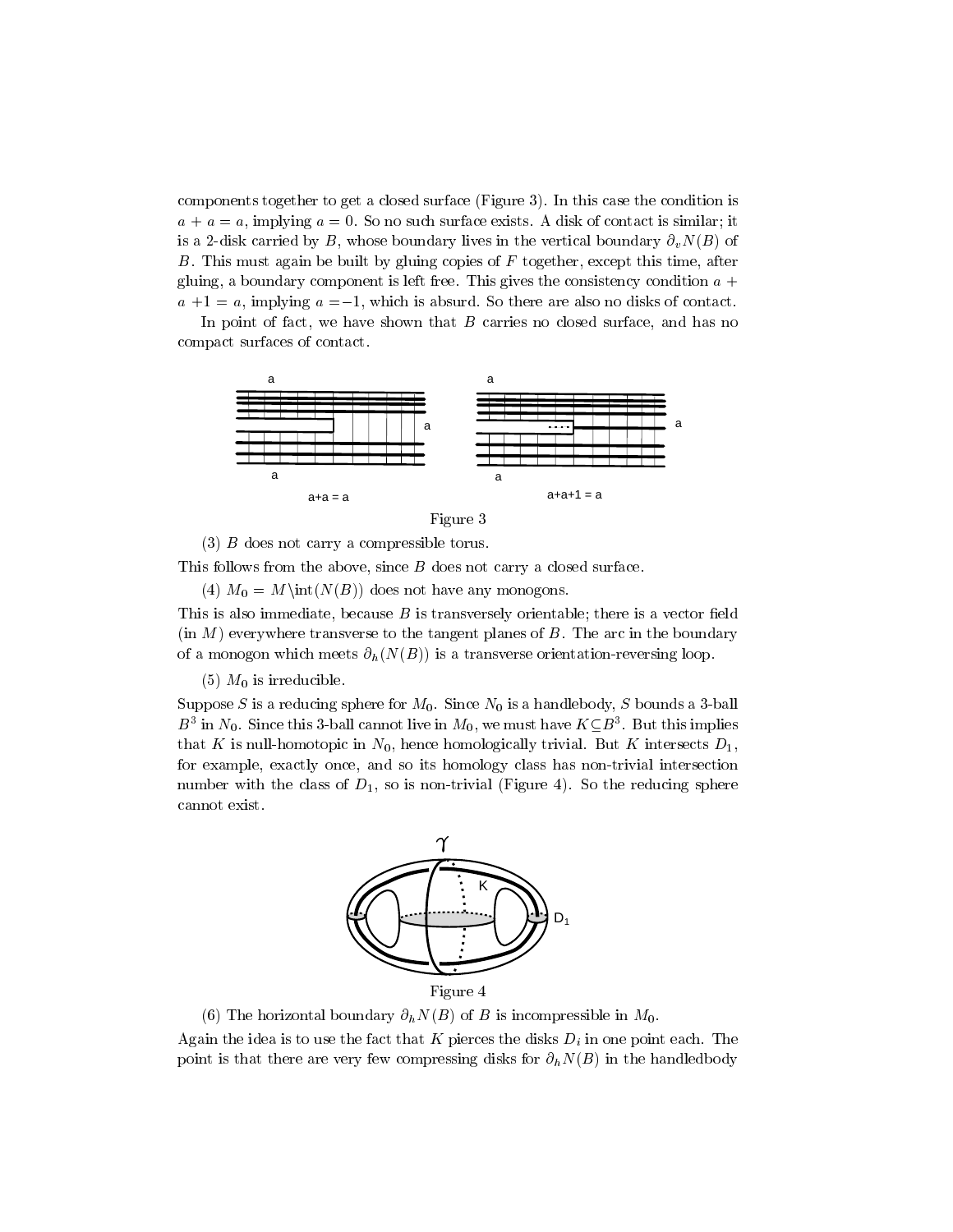components together to get a closed surface (Figure 3). In this case the condition is $a + a = a$, implying $a = 0$. So no such surface exists. A disk of contact is similar; it is a 2-disk carried by $B$, whose boundary lives in the vertical boundary $\partial_v N(B)$ of $B$. This must again be built by gluing copies of $F$ together, except this time, after gluing, a boundary component is left free. This gives the consistency condition $a + a + 1 = a$, implying $a = -1$, which is absurd. So there are also no disks of contact.

In point of fact, we have shown that $B$ carries no closed surface, and has no compact surfaces of contact.

Figure 3

(3) $B$ does not carry a compressible torus.

This follows from the above, since $B$ does not carry a closed surface.

(4) $M_0 = M \setminus \text{int}(N(B))$ does not have any monogons.

This is also immediate, because $B$ is transversely orientable; there is a vector field (in $M$) everywhere transverse to the tangent planes of $B$. The arc in the boundary of a monogon which meets $\partial_h(N(B))$ is a transverse orientation-reversing loop.

(5) $M_0$ is irreducible.

Suppose $S$ is a reducing sphere for $M_0$. Since $N_0$ is a handlebody, $S$ bounds a 3-ball $B^3$ in $N_0$. Since this 3-ball cannot live in $M_0$, we must have $K \subseteq B^3$. But this implies that $K$ is null-homotopic in $N_0$, hence homologically trivial. But $K$ intersects $D_1$, for example, exactly once, and so its homology class has non-trivial intersection number with the class of $D_1$, so is non-trivial (Figure 4). So the reducing sphere cannot exist.

Figure 4

(6) The horizontal boundary $\partial_h N(B)$ of $B$ is incompressible in $M_0$.

Again the idea is to use the fact that $K$ pierces the disks $D_i$ in one point each. The point is that there are very few compressing disks for $\partial_h N(B)$ in the handledbody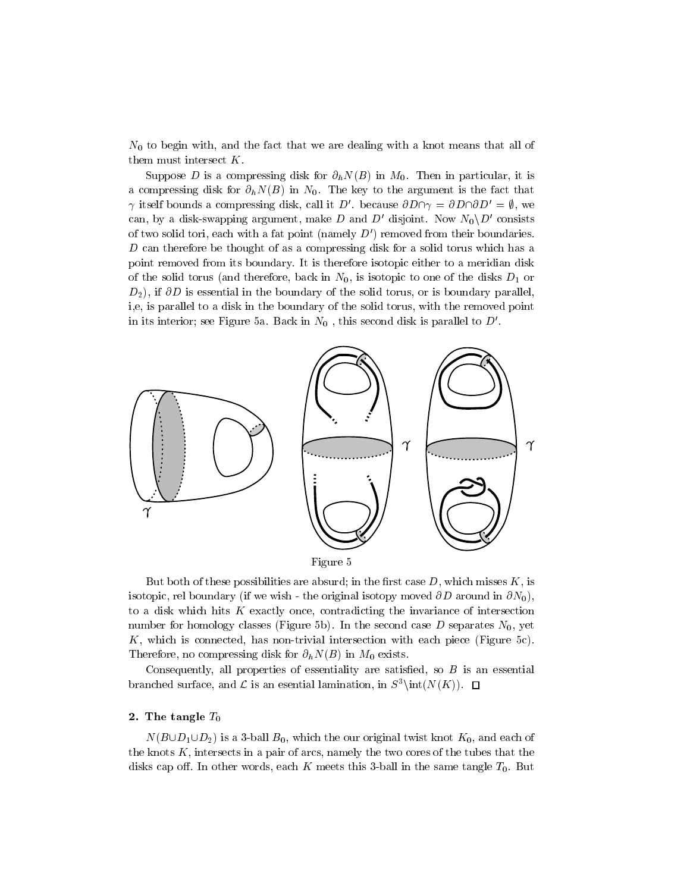$N_0$ to begin with, and the fact that we are dealing with a knot means that all of them must intersect $K$.

Suppose $D$ is a compressing disk for $\partial_h N(B)$ in $M_0$. Then in particular, it is a compressing disk for $\partial_h N(B)$ in $N_0$. The key to the argument is the fact that $\gamma$ itself bounds a compressing disk, call it $D'$. because $\partial D \cap \gamma = \partial D \cap \partial D' = \emptyset$, we can, by a disk-swapping argument, make $D$ and $D'$ disjoint. Now $N_0 \backslash D'$ consists of two solid tori, each with a fat point (namely $D'$) removed from their boundaries. $D$ can therefore be thought of as a compressing disk for a solid torus which has a point removed from its boundary. It is therefore isotopic either to a meridian disk of the solid torus (and therefore, back in $N_0$, is isotopic to one of the disks $D_1$ or $D_2$), if $\partial D$ is essential in the boundary of the solid torus, or is boundary parallel, i,e, is parallel to a disk in the boundary of the solid torus, with the removed point in its interior; see Figure 5a. Back in $N_0$ , this second disk is parallel to $D'$.

Figure 5

But both of these possibilities are absurd; in the first case $D$, which misses $K$, is isotopic, rel boundary (if we wish - the original isotopy moved $\partial D$ around in $\partial N_0$), to a disk which hits $K$ exactly once, contradicting the invariance of intersection number for homology classes (Figure 5b). In the second case $D$ separates $N_0$, yet $K$, which is connected, has non-trivial intersection with each piece (Figure 5c). Therefore, no compressing disk for $\partial_h N(B)$ in $M_0$ exists.

Consequently, all properties of essentiality are satisfied, so $B$ is an essential branched surface, and $\mathcal{L}$ is an esential lamination, in $S^3 \backslash \text{int}(N(K))$. $\square$

## 2. The tangle $T_0$

$N(B \cup D_1 \cup D_2)$ is a 3-ball $B_0$, which the our original twist knot $K_0$, and each of the knots $K$, intersects in a pair of arcs, namely the two cores of the tubes that the disks cap off. In other words, each $K$ meets this 3-ball in the same tangle $T_0$. But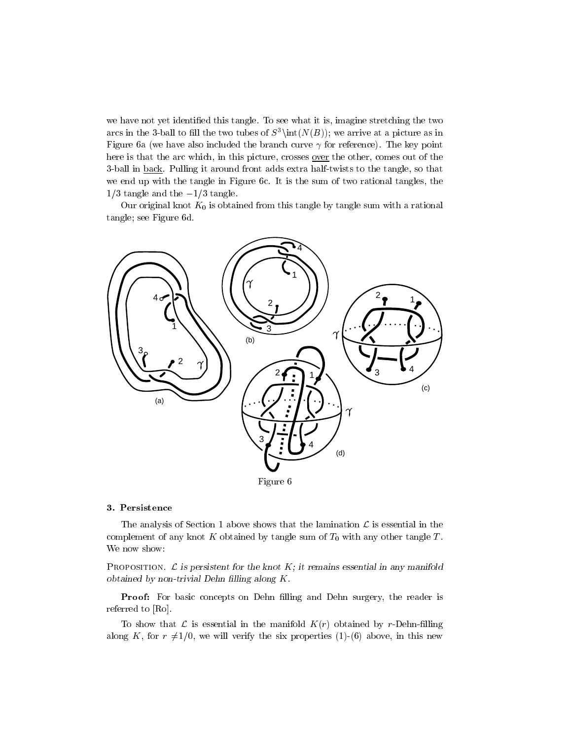we have not yet identified this tangle. To see what it is, imagine stretching the two arcs in the 3-ball to fill the two tubes of $S^3 \setminus \mathrm{int}(N(B))$; we arrive at a picture as in Figure 6a (we have also included the branch curve $\gamma$ for reference). The key point here is that the arc which, in this picture, crosses over the other, comes out of the 3-ball in back. Pulling it around front adds extra half-twists to the tangle, so that we end up with the tangle in Figure 6c. It is the sum of two rational tangles, the $1/3$ tangle and the $-1/3$ tangle.

Our original knot $K_0$ is obtained from this tangle by tangle sum with a rational tangle; see Figure 6d.

Figure 6

### 3. Persistence

The analysis of Section 1 above shows that the lamination $\mathcal{L}$ is essential in the complement of any knot $K$ obtained by tangle sum of $T_0$ with any other tangle $T$. We now show:

PROPOSITION. *$\mathcal{L}$ is persistent for the knot $K$; it remains essential in any manifold obtained by non-trivial Dehn filling along $K$.*

**Proof:** For basic concepts on Dehn filling and Dehn surgery, the reader is referred to [Ro].

To show that $\mathcal{L}$ is essential in the manifold $K(r)$ obtained by $r$-Dehn-filling along $K$, for $r \neq 1/0$, we will verify the six properties (1)-(6) above, in this new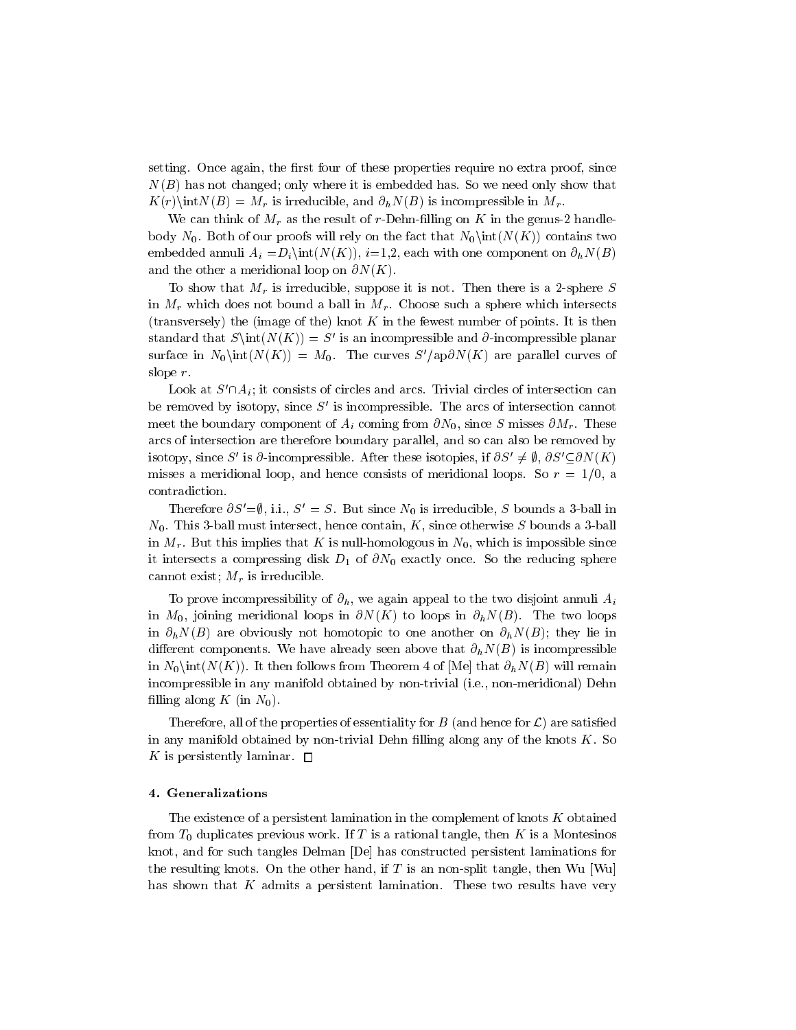setting. Once again, the first four of these properties require no extra proof, since $N(B)$ has not changed; only where it is embedded has. So we need only show that $K(r)\backslash \text{int}N(B) = M_r$ is irreducible, and $\partial_h N(B)$ is incompressible in $M_r$.

We can think of $M_r$ as the result of $r$-Dehn-filling on $K$ in the genus-2 handlebody $N_0$. Both of our proofs will rely on the fact that $N_0\backslash\text{int}(N(K))$ contains two embedded annuli $A_i = D_i\backslash\text{int}(N(K))$, $i$=1,2, each with one component on $\partial_h N(B)$ and the other a meridional loop on $\partial N(K)$.

To show that $M_r$ is irreducible, suppose it is not. Then there is a 2-sphere $S$ in $M_r$ which does not bound a ball in $M_r$. Choose such a sphere which intersects (transversely) the (image of the) knot $K$ in the fewest number of points. It is then standard that $S\backslash\text{int}(N(K)) = S'$ is an incompressible and $\partial$-incompressible planar surface in $N_0\backslash\text{int}(N(K)) = M_0$. The curves $S'/\text{ap}\partial N(K)$ are parallel curves of slope $r$.

Look at $S'\cap A_i$; it consists of circles and arcs. Trivial circles of intersection can be removed by isotopy, since $S'$ is incompressible. The arcs of intersection cannot meet the boundary component of $A_i$ coming from $\partial N_0$, since $S$ misses $\partial M_r$. These arcs of intersection are therefore boundary parallel, and so can also be removed by isotopy, since $S'$ is $\partial$-incompressible. After these isotopies, if $\partial S' \neq \emptyset$, $\partial S'\subseteq\partial N(K)$ misses a meridional loop, and hence consists of meridional loops. So $r = 1/0$, a contradiction.

Therefore $\partial S'$=$\emptyset$, i.i., $S' = S$. But since $N_0$ is irreducible, $S$ bounds a 3-ball in $N_0$. This 3-ball must intersect, hence contain, $K$, since otherwise $S$ bounds a 3-ball in $M_r$. But this implies that $K$ is null-homologous in $N_0$, which is impossible since it intersects a compressing disk $D_1$ of $\partial N_0$ exactly once. So the reducing sphere cannot exist; $M_r$ is irreducible.

To prove incompressibility of $\partial_h$, we again appeal to the two disjoint annuli $A_i$ in $M_0$, joining meridional loops in $\partial N(K)$ to loops in $\partial_h N(B)$. The two loops in $\partial_h N(B)$ are obviously not homotopic to one another on $\partial_h N(B)$; they lie in different components. We have already seen above that $\partial_h N(B)$ is incompressible in $N_0\backslash\text{int}(N(K))$. It then follows from Theorem 4 of [Me] that $\partial_h N(B)$ will remain incompressible in any manifold obtained by non-trivial (i.e., non-meridional) Dehn filling along $K$ (in $N_0$).

Therefore, all of the properties of essentiality for $B$ (and hence for $\mathcal{L}$) are satisfied in any manifold obtained by non-trivial Dehn filling along any of the knots $K$. So $K$ is persistently laminar. □

## 4. Generalizations

The existence of a persistent lamination in the complement of knots $K$ obtained from $T_0$ duplicates previous work. If $T$ is a rational tangle, then $K$ is a Montesinos knot, and for such tangles Delman [De] has constructed persistent laminations for the resulting knots. On the other hand, if $T$ is an non-split tangle, then Wu [Wu] has shown that $K$ admits a persistent lamination. These two results have very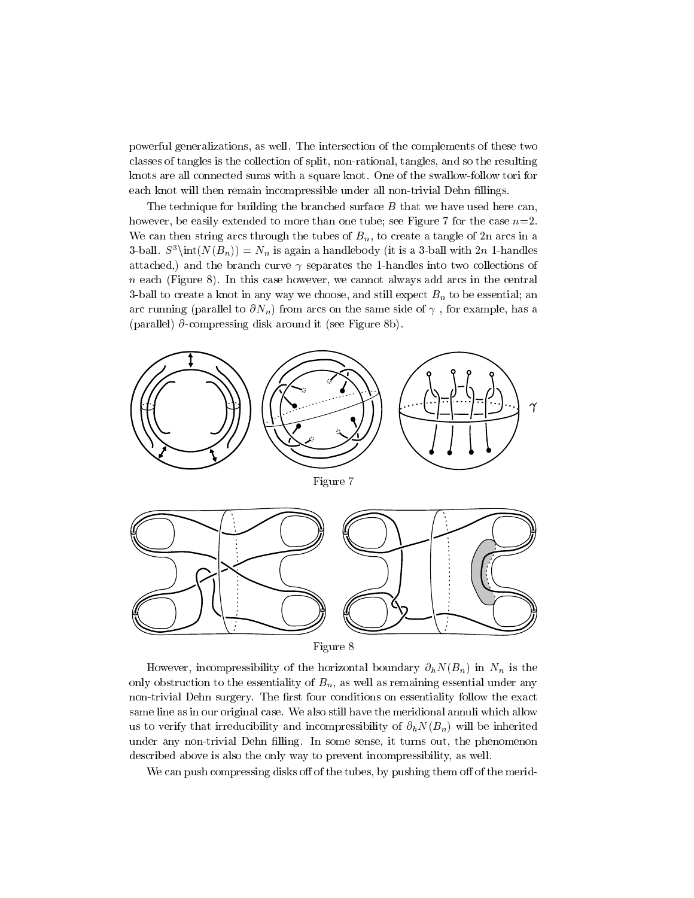powerful generalizations, as well. The intersection of the complements of these two classes of tangles is the collection of split, non-rational, tangles, and so the resulting knots are all connected sums with a square knot. One of the swallow-follow tori for each knot will then remain incompressible under all non-trivial Dehn fillings.

The technique for building the branched surface $B$ that we have used here can, however, be easily extended to more than one tube; see Figure 7 for the case $n$=2. We can then string arcs through the tubes of $B_n$, to create a tangle of 2n arcs in a 3-ball. $S^3\backslash\text{int}(N(B_n)) = N_n$ is again a handlebody (it is a 3-ball with $2n$ 1-handles attached,) and the branch curve $\gamma$ separates the 1-handles into two collections of $n$ each (Figure 8). In this case however, we cannot always add arcs in the central 3-ball to create a knot in any way we choose, and still expect $B_n$ to be essential; an arc running (parallel to $\partial N_n$) from arcs on the same side of $\gamma$ , for example, has a (parallel) $\partial$-compressing disk around it (see Figure 8b).

Figure 7

Figure 8

However, incompressibility of the horizontal boundary $\partial_h N(B_n)$ in $N_n$ is the only obstruction to the essentiality of $B_n$, as well as remaining essential under any non-trivial Dehn surgery. The first four conditions on essentiality follow the exact same line as in our original case. We also still have the meridional annuli which allow us to verify that irreducibility and incompressibility of $\partial_h N(B_n)$ will be inherited under any non-trivial Dehn filling. In some sense, it turns out, the phenomenon described above is also the only way to prevent incompressibility, as well.

We can push compressing disks off of the tubes, by pushing them off of the merid-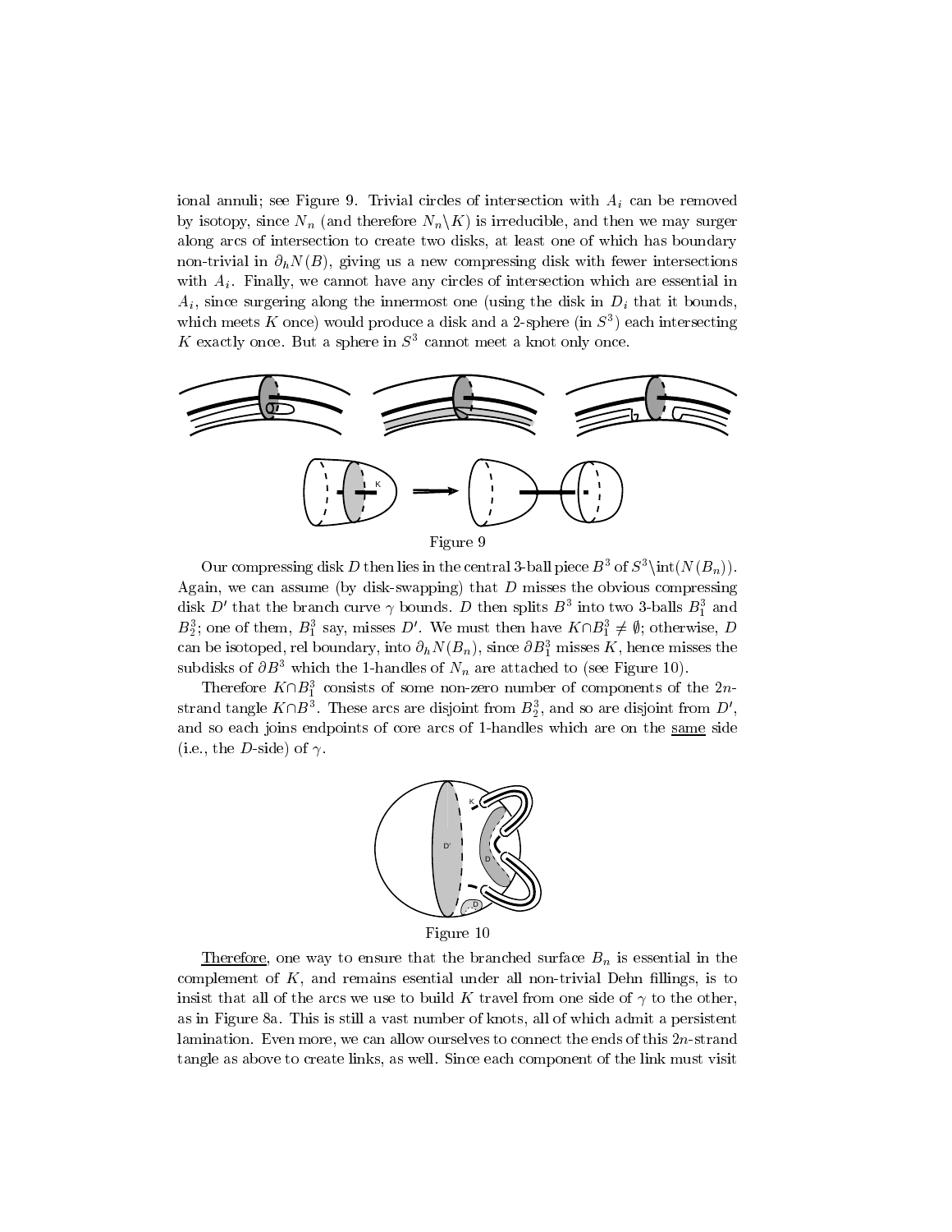ional annuli; see Figure 9. Trivial circles of intersection with $A_i$ can be removed by isotopy, since $N_n$ (and therefore $N_n \setminus K$) is irreducible, and then we may surger along arcs of intersection to create two disks, at least one of which has boundary non-trivial in $\partial_h N(B)$, giving us a new compressing disk with fewer intersections with $A_i$. Finally, we cannot have any circles of intersection which are essential in $A_i$, since surgering along the innermost one (using the disk in $D_i$ that it bounds, which meets $K$ once) would produce a disk and a 2-sphere (in $S^3$) each intersecting $K$ exactly once. But a sphere in $S^3$ cannot meet a knot only once.

Figure 9

Our compressing disk $D$ then lies in the central 3-ball piece $B^3$ of $S^3 \setminus \mathrm{int}(N(B_n))$. Again, we can assume (by disk-swapping) that $D$ misses the obvious compressing disk $D'$ that the branch curve $\gamma$ bounds. $D$ then splits $B^3$ into two 3-balls $B^3_1$ and $B^3_2$; one of them, $B^3_1$ say, misses $D'$. We must then have $K \cap B^3_1 \neq \emptyset$; otherwise, $D$ can be isotoped, rel boundary, into $\partial_h N(B_n)$, since $\partial B^3_1$ misses $K$, hence misses the subdisks of $\partial B^3$ which the 1-handles of $N_n$ are attached to (see Figure 10).

Therefore $K \cap B^3_1$ consists of some non-zero number of components of the $2n$-strand tangle $K \cap B^3$. These arcs are disjoint from $B^3_2$, and so are disjoint from $D'$, and so each joins endpoints of core arcs of 1-handles which are on the <u>same</u> side (i.e., the $D$-side) of $\gamma$.

Figure 10

<u>Therefore</u>, one way to ensure that the branched surface $B_n$ is essential in the complement of $K$, and remains esential under all non-trivial Dehn fillings, is to insist that all of the arcs we use to build $K$ travel from one side of $\gamma$ to the other, as in Figure 8a. This is still a vast number of knots, all of which admit a persistent lamination. Even more, we can allow ourselves to connect the ends of this $2n$-strand tangle as above to create links, as well. Since each component of the link must visit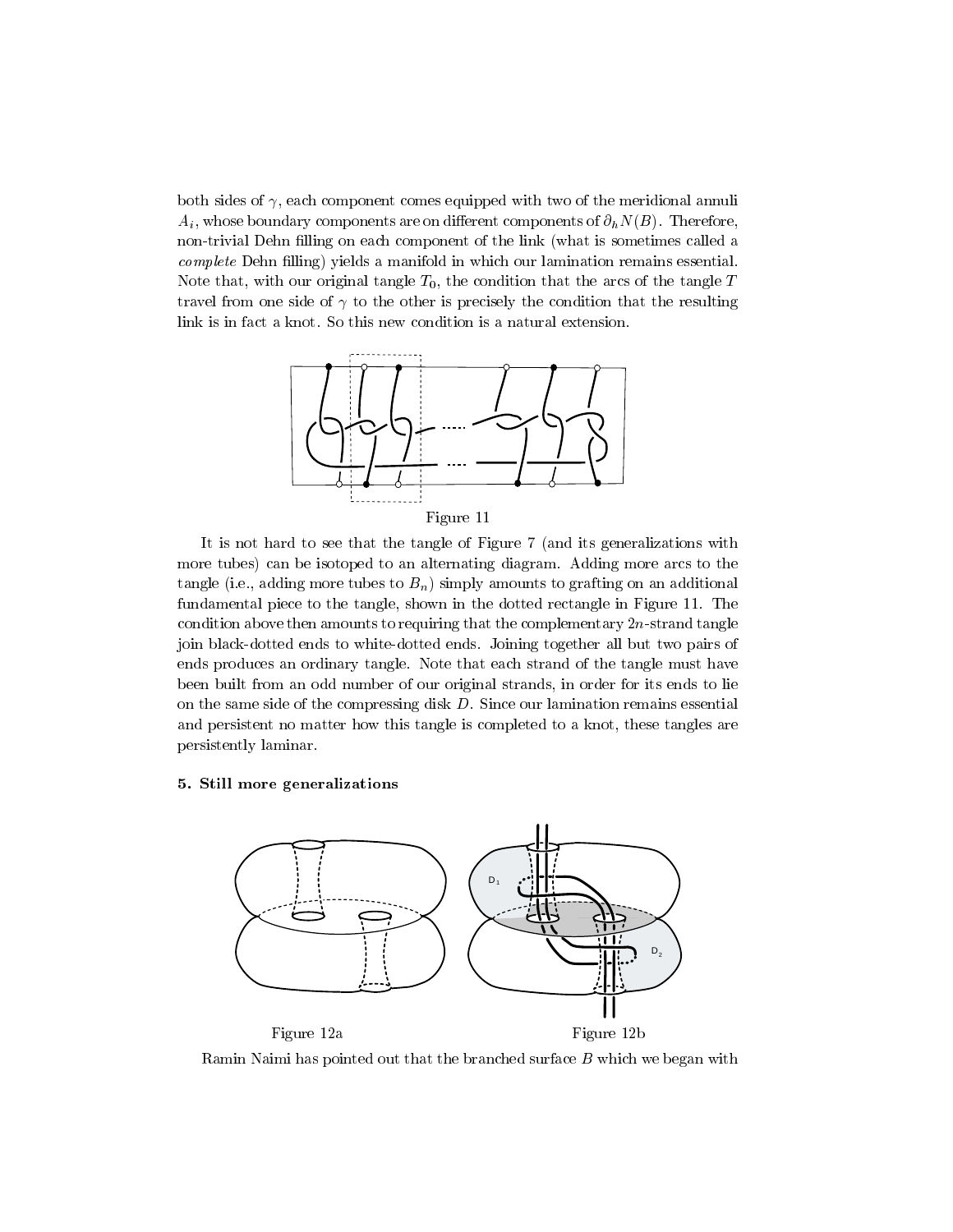both sides of $\gamma$, each component comes equipped with two of the meridional annuli $A_i$, whose boundary components are on different components of $\partial_h N(B)$. Therefore, non-trivial Dehn filling on each component of the link (what is sometimes called a *complete* Dehn filling) yields a manifold in which our lamination remains essential. Note that, with our original tangle $T_0$, the condition that the arcs of the tangle $T$ travel from one side of $\gamma$ to the other is precisely the condition that the resulting link is in fact a knot. So this new condition is a natural extension.

Figure 11

It is not hard to see that the tangle of Figure 7 (and its generalizations with more tubes) can be isotoped to an alternating diagram. Adding more arcs to the tangle (i.e., adding more tubes to $B_n$) simply amounts to grafting on an additional fundamental piece to the tangle, shown in the dotted rectangle in Figure 11. The condition above then amounts to requiring that the complementary $2n$-strand tangle join black-dotted ends to white-dotted ends. Joining together all but two pairs of ends produces an ordinary tangle. Note that each strand of the tangle must have been built from an odd number of our original strands, in order for its ends to lie on the same side of the compressing disk $D$. Since our lamination remains essential and persistent no matter how this tangle is completed to a knot, these tangles are persistently laminar.

## 5. Still more generalizations

Figure 12a

Figure 12b

Ramin Naimi has pointed out that the branched surface $B$ which we began with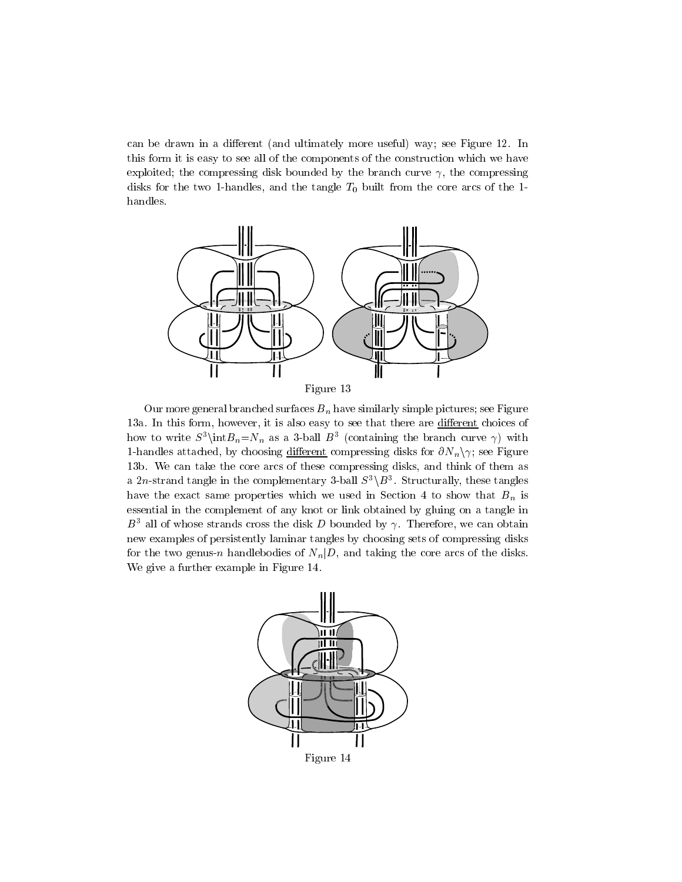can be drawn in a different (and ultimately more useful) way; see Figure 12. In this form it is easy to see all of the components of the construction which we have exploited; the compressing disk bounded by the branch curve $\gamma$, the compressing disks for the two 1-handles, and the tangle $T_0$ built from the core arcs of the 1-handles.

Figure 13

Our more general branched surfaces $B_n$ have similarly simple pictures; see Figure 13a. In this form, however, it is also easy to see that there are different choices of how to write $S^3\setminus\mathrm{int}B_n{=}N_n$ as a 3-ball $B^3$ (containing the branch curve $\gamma$) with 1-handles attached, by choosing different compressing disks for $\partial N_n\setminus\gamma$; see Figure 13b. We can take the core arcs of these compressing disks, and think of them as a $2n$-strand tangle in the complementary 3-ball $S^3\setminus B^3$. Structurally, these tangles have the exact same properties which we used in Section 4 to show that $B_n$ is essential in the complement of any knot or link obtained by gluing on a tangle in $B^3$ all of whose strands cross the disk $D$ bounded by $\gamma$. Therefore, we can obtain new examples of persistently laminar tangles by choosing sets of compressing disks for the two genus-$n$ handlebodies of $N_n|D$, and taking the core arcs of the disks. We give a further example in Figure 14.

Figure 14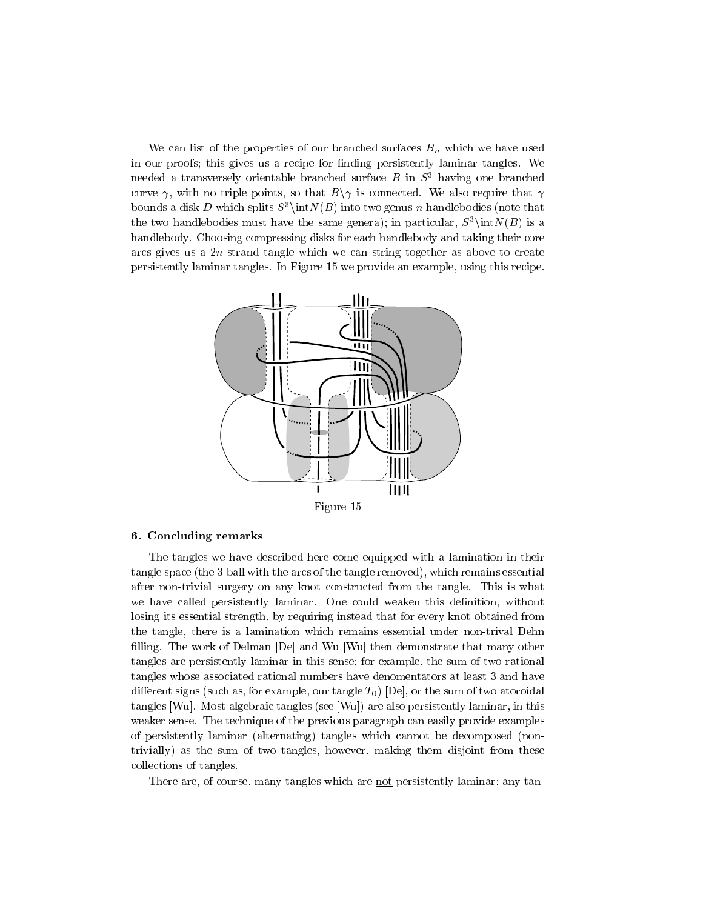We can list of the properties of our branched surfaces $B_n$ which we have used in our proofs; this gives us a recipe for finding persistently laminar tangles. We needed a transversely orientable branched surface $B$ in $S^3$ having one branched curve $\gamma$, with no triple points, so that $B \backslash \gamma$ is connected. We also require that $\gamma$ bounds a disk $D$ which splits $S^3 \backslash \text{int}N(B)$ into two genus-$n$ handlebodies (note that the two handlebodies must have the same genera); in particular, $S^3 \backslash \text{int}N(B)$ is a handlebody. Choosing compressing disks for each handlebody and taking their core arcs gives us a $2n$-strand tangle which we can string together as above to create persistently laminar tangles. In Figure 15 we provide an example, using this recipe.

Figure 15

## 6. Concluding remarks

The tangles we have described here come equipped with a lamination in their tangle space (the 3-ball with the arcs of the tangle removed), which remains essential after non-trivial surgery on any knot constructed from the tangle. This is what we have called persistently laminar. One could weaken this definition, without losing its essential strength, by requiring instead that for every knot obtained from the tangle, there is a lamination which remains essential under non-trival Dehn filling. The work of Delman [De] and Wu [Wu] then demonstrate that many other tangles are persistently laminar in this sense; for example, the sum of two rational tangles whose associated rational numbers have denomentators at least 3 and have different signs (such as, for example, our tangle $T_0$) [De], or the sum of two atoroidal tangles [Wu]. Most algebraic tangles (see [Wu]) are also persistently laminar, in this weaker sense. The technique of the previous paragraph can easily provide examples of persistently laminar (alternating) tangles which cannot be decomposed (non-trivially) as the sum of two tangles, however, making them disjoint from these collections of tangles.

There are, of course, many tangles which are not persistently laminar; any tan-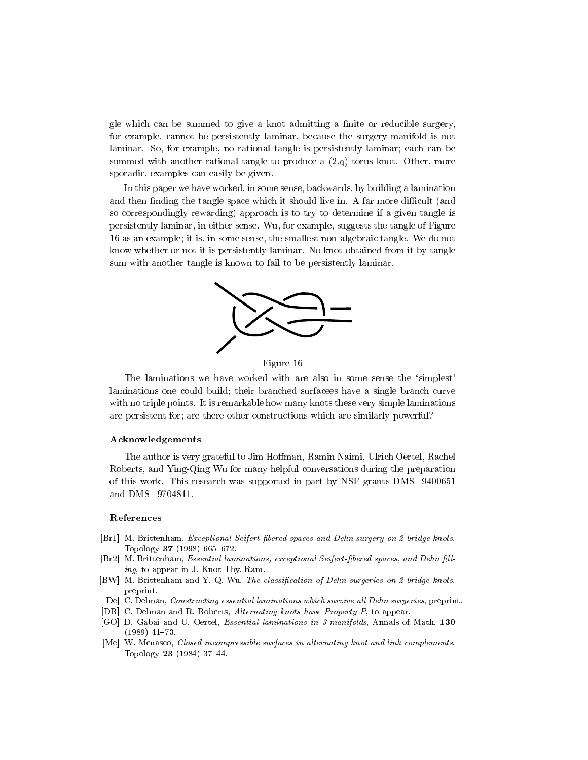gle which can be summed to give a knot admitting a finite or reducible surgery, for example, cannot be persistently laminar, because the surgery manifold is not laminar. So, for example, no rational tangle is persistently laminar; each can be summed with another rational tangle to produce a (2,q)-torus knot. Other, more sporadic, examples can easily be given.

In this paper we have worked, in some sense, backwards, by building a lamination and then finding the tangle space which it should live in. A far more difficult (and so correspondingly rewarding) approach is to try to determine if a given tangle is persistently laminar, in either sense. Wu, for example, suggests the tangle of Figure 16 as an example; it is, in some sense, the smallest non-algebraic tangle. We do not know whether or not it is persistently laminar. No knot obtained from it by tangle sum with another tangle is known to fail to be persistently laminar.

Figure 16

The laminations we have worked with are also in some sense the 'simplest' laminations one could build; their branched surfacees have a single branch curve with no triple points. It is remarkable how many knots these very simple laminations are persistent for; are there other constructions which are similarly powerful?

### Acknowledgements

The author is very grateful to Jim Hoffman, Ramin Naimi, Ulrich Oertel, Rachel Roberts, and Ying-Qing Wu for many helpful conversations during the preparation of this work. This research was supported in part by NSF grants DMS−9400651 and DMS−9704811.

### References

[Br1] M. Brittenham, *Exceptional Seifert-fibered spaces and Dehn surgery on 2-bridge knots*, Topology **37** (1998) 665–672.

[Br2] M. Brittenham, *Essential laminations, exceptional Seifert-fibered spaces, and Dehn filling*, to appear in J. Knot Thy. Ram.

[BW] M. Brittenham and Y.-Q. Wu, *The classification of Dehn surgeries on 2-bridge knots*, preprint.

[De] C. Delman, *Constructing essential laminations which survive all Dehn surgeries*, preprint.

[DR] C. Delman and R. Roberts, *Alternating knots have Property P*, to appear.

[GO] D. Gabai and U. Oertel, *Essential laminations in 3-manifolds*, Annals of Math. **130** (1989) 41–73.

[Me] W. Menasco, *Closed incompressible surfaces in alternating knot and link complements*, Topology **23** (1984) 37–44.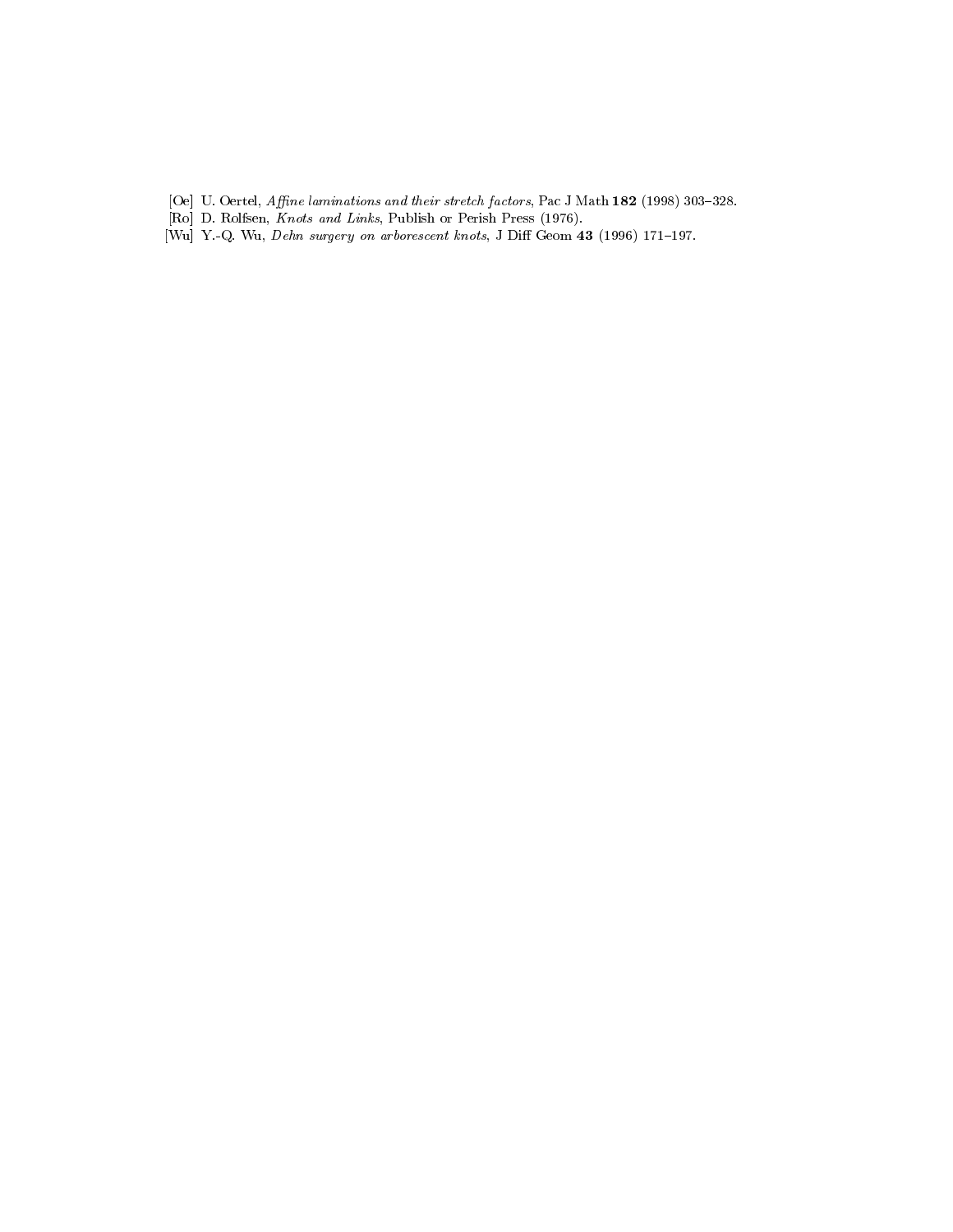[Oe] U. Oertel, *Affine laminations and their stretch factors*, Pac J Math **182** (1998) 303–328.

[Ro] D. Rolfsen, *Knots and Links*, Publish or Perish Press (1976).

[Wu] Y.-Q. Wu, *Dehn surgery on arborescent knots*, J Diff Geom **43** (1996) 171–197.